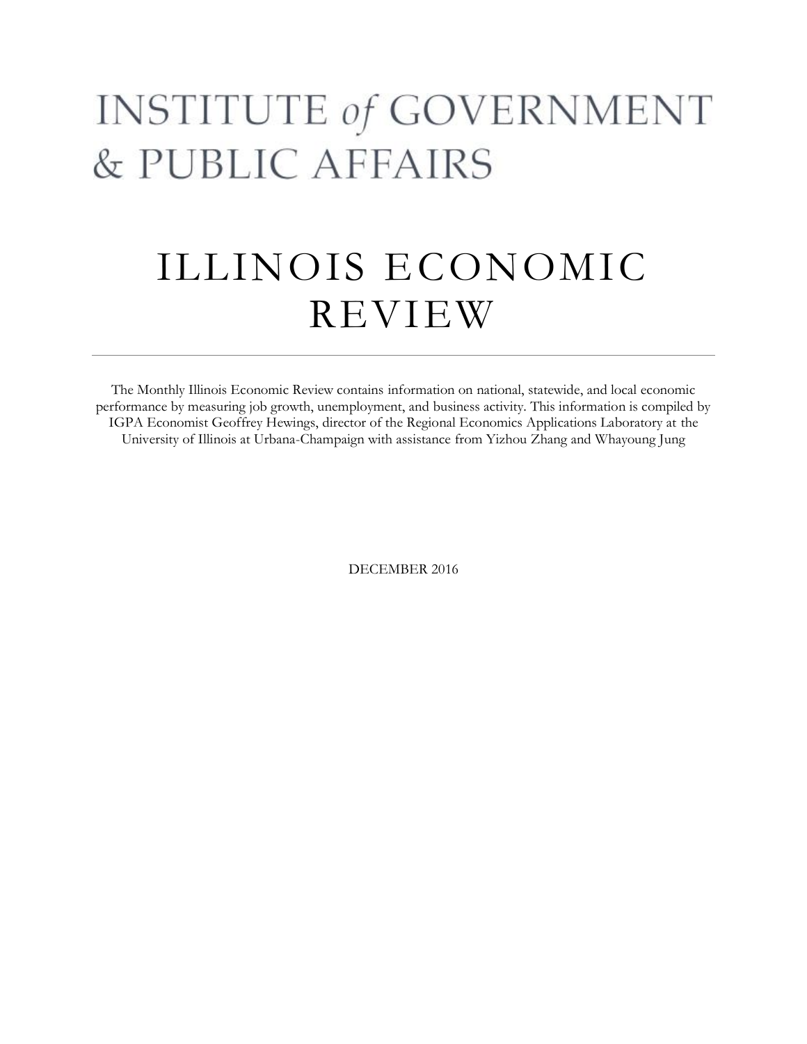# INSTITUTE of GOVERNMENT & PUBLIC AFFAIRS

# ILLINOIS ECONOMIC REVIEW

---

The Monthly Illinois Economic Review contains information on national, statewide, and local economic performance by measuring job growth, unemployment, and business activity. This information is compiled by IGPA Economist Geoffrey Hewings, director of the Regional Economics Applications Laboratory at the University of Illinois at Urbana-Champaign with assistance from Yizhou Zhang and Whayoung Jung

DECEMBER 2016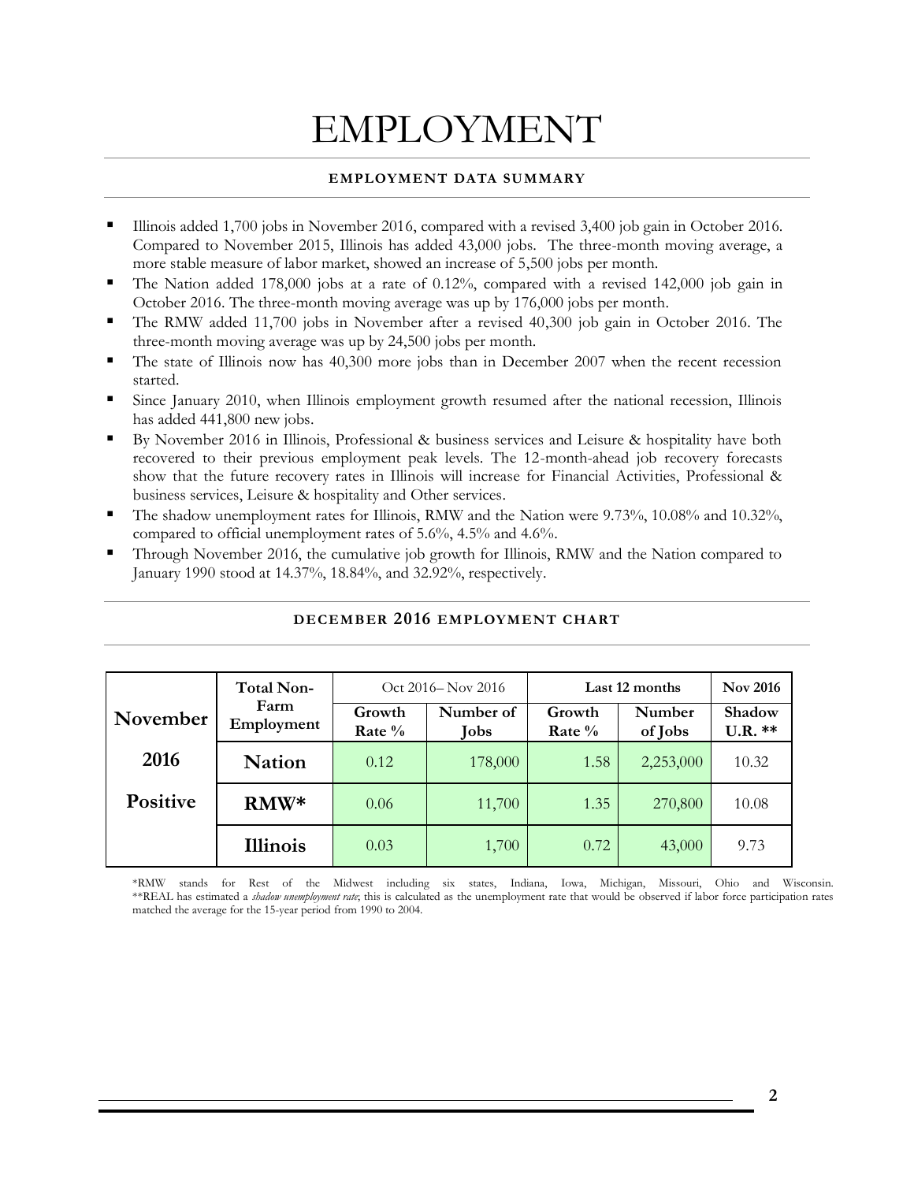# EMPLOYMENT

## EMPLOYMENT DATA SUMMARY

- Illinois added 1,700 jobs in November 2016, compared with a revised 3,400 job gain in October 2016. Compared to November 2015, Illinois has added 43,000 jobs. The three-month moving average, a more stable measure of labor market, showed an increase of 5,500 jobs per month.
- The Nation added 178,000 jobs at a rate of 0.12%, compared with a revised 142,000 job gain in October 2016. The three-month moving average was up by 176,000 jobs per month.
- The RMW added 11,700 jobs in November after a revised 40,300 job gain in October 2016. The three-month moving average was up by 24,500 jobs per month.
- The state of Illinois now has 40,300 more jobs than in December 2007 when the recent recession started.
- Since January 2010, when Illinois employment growth resumed after the national recession, Illinois has added 441,800 new jobs.
- By November 2016 in Illinois, Professional & business services and Leisure & hospitality have both recovered to their previous employment peak levels. The 12-month-ahead job recovery forecasts show that the future recovery rates in Illinois will increase for Financial Activities, Professional & business services, Leisure & hospitality and Other services.
- The shadow unemployment rates for Illinois, RMW and the Nation were 9.73%, 10.08% and 10.32%, compared to official unemployment rates of 5.6%, 4.5% and 4.6%.
- Through November 2016, the cumulative job growth for Illinois, RMW and the Nation compared to January 1990 stood at 14.37%, 18.84%, and 32.92%, respectively.

## DECEMBER 2016 EMPLOYMENT CHART

| November 2016 Positive | Total Non-Farm Employment | Oct 2016– Nov 2016 | | Last 12 months | | Nov 2016 |
|---|---|---|---|---|---|---|
| | | Growth Rate % | Number of Jobs | Growth Rate % | Number of Jobs | Shadow U.R. ** |
| | **Nation** | 0.12 | 178,000 | 1.58 | 2,253,000 | 10.32 |
| | **RMW*** | 0.06 | 11,700 | 1.35 | 270,800 | 10.08 |
| | **Illinois** | 0.03 | 1,700 | 0.72 | 43,000 | 9.73 |

*RMW stands for Rest of the Midwest including six states, Indiana, Iowa, Michigan, Missouri, Ohio and Wisconsin.
**REAL has estimated a *shadow unemployment rate*; this is calculated as the unemployment rate that would be observed if labor force participation rates matched the average for the 15-year period from 1990 to 2004.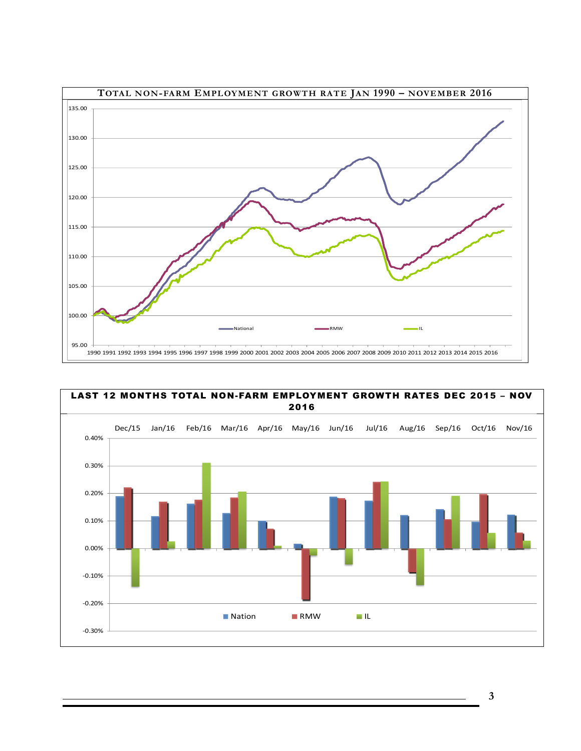## Total non-farm Employment growth rate Jan 1990 – November 2016

## Last 12 Months Total Non-Farm Employment Growth Rates Dec 2015 – Nov 2016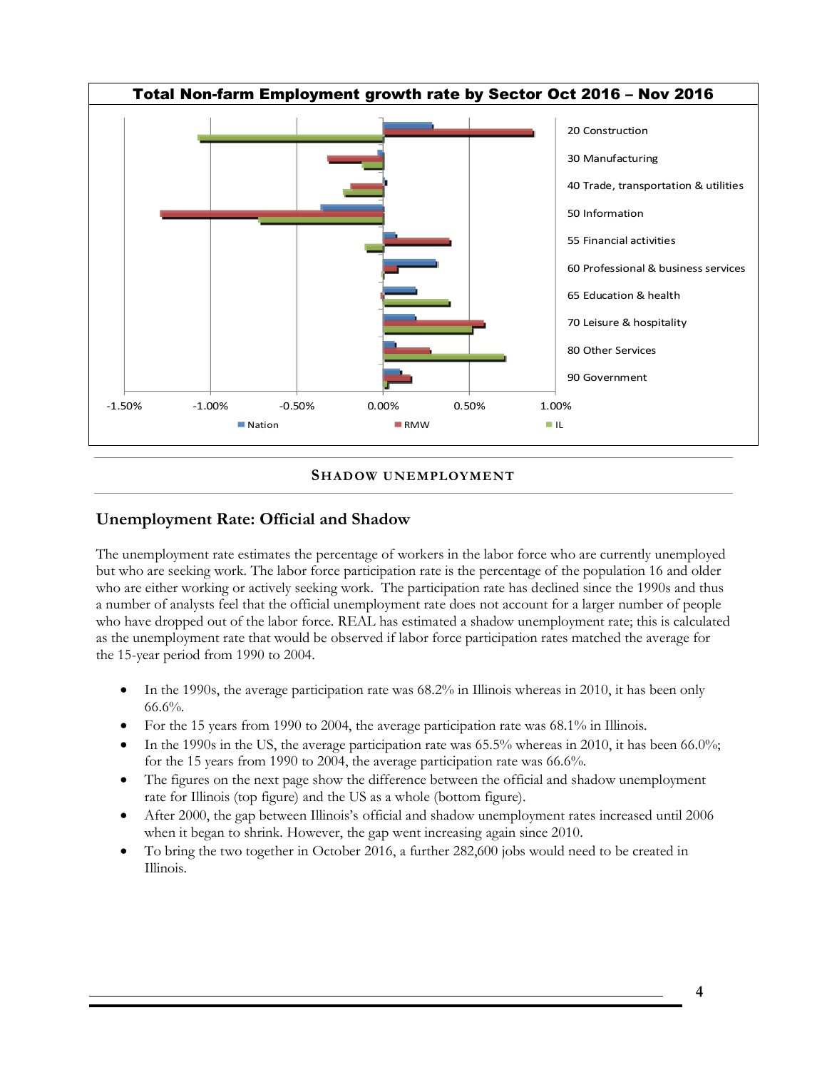**Total Non-farm Employment growth rate by Sector Oct 2016 – Nov 2016**

20 Construction
30 Manufacturing
40 Trade, transportation & utilities
50 Information
55 Financial activities
60 Professional & business services
65 Education & health
70 Leisure & hospitality
80 Other Services
90 Government

-1.50% -1.00% -0.50% 0.00% 0.50% 1.00%

Nation RMW IL

---

**SHADOW UNEMPLOYMENT**

---

## Unemployment Rate: Official and Shadow

The unemployment rate estimates the percentage of workers in the labor force who are currently unemployed but who are seeking work. The labor force participation rate is the percentage of the population 16 and older who are either working or actively seeking work. The participation rate has declined since the 1990s and thus a number of analysts feel that the official unemployment rate does not account for a larger number of people who have dropped out of the labor force. REAL has estimated a shadow unemployment rate; this is calculated as the unemployment rate that would be observed if labor force participation rates matched the average for the 15-year period from 1990 to 2004.

- In the 1990s, the average participation rate was 68.2% in Illinois whereas in 2010, it has been only 66.6%.
- For the 15 years from 1990 to 2004, the average participation rate was 68.1% in Illinois.
- In the 1990s in the US, the average participation rate was 65.5% whereas in 2010, it has been 66.0%; for the 15 years from 1990 to 2004, the average participation rate was 66.6%.
- The figures on the next page show the difference between the official and shadow unemployment rate for Illinois (top figure) and the US as a whole (bottom figure).
- After 2000, the gap between Illinois's official and shadow unemployment rates increased until 2006 when it began to shrink. However, the gap went increasing again since 2010.
- To bring the two together in October 2016, a further 282,600 jobs would need to be created in Illinois.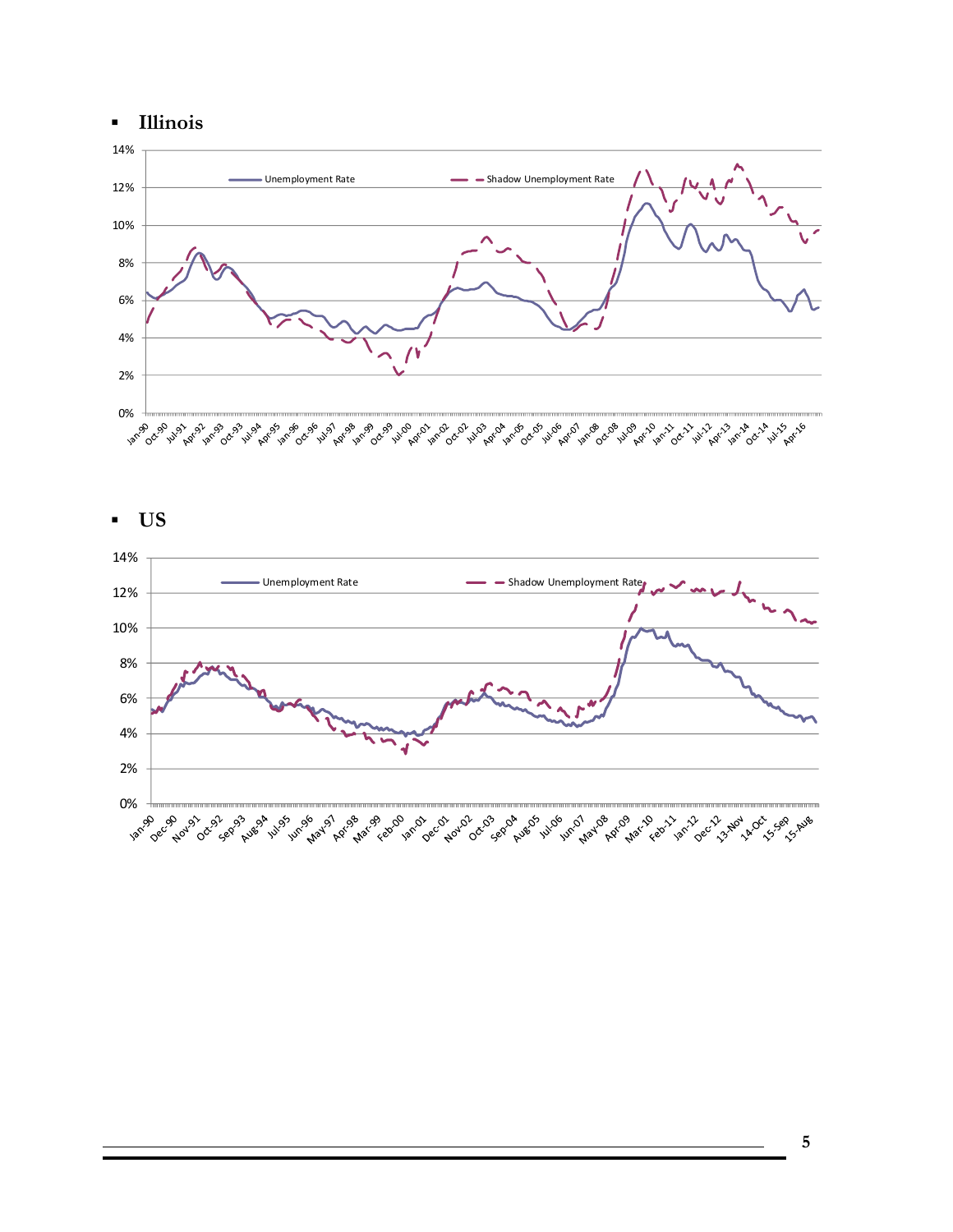- **Illinois**

- **US**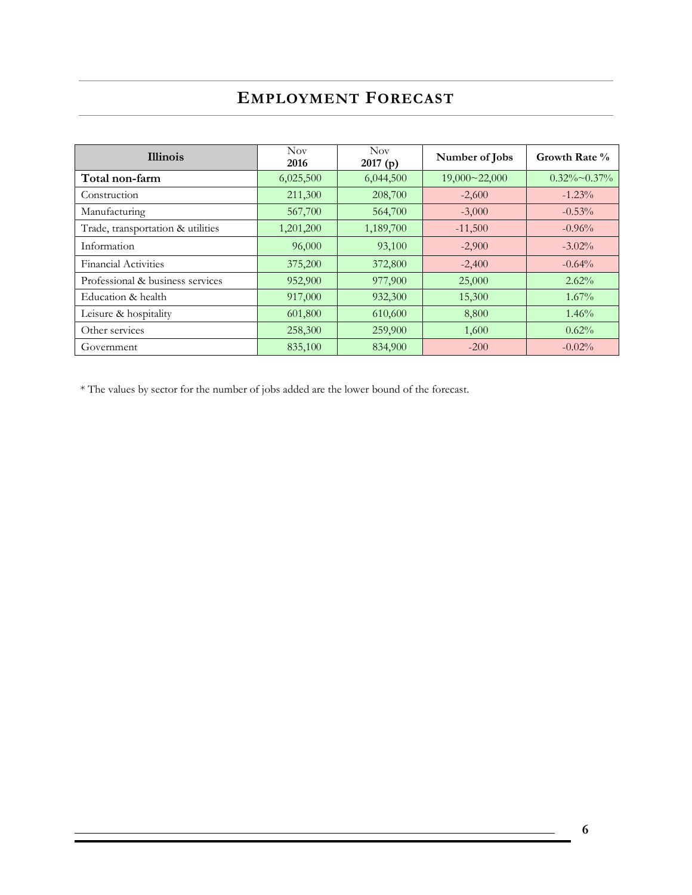## EMPLOYMENT FORECAST

| Illinois | Nov 2016 | Nov 2017 (p) | Number of Jobs | Growth Rate % |
|---|---|---|---|---|
| **Total non-farm** | 6,025,500 | 6,044,500 | 19,000~22,000 | 0.32%~0.37% |
| Construction | 211,300 | 208,700 | -2,600 | -1.23% |
| Manufacturing | 567,700 | 564,700 | -3,000 | -0.53% |
| Trade, transportation & utilities | 1,201,200 | 1,189,700 | -11,500 | -0.96% |
| Information | 96,000 | 93,100 | -2,900 | -3.02% |
| Financial Activities | 375,200 | 372,800 | -2,400 | -0.64% |
| Professional & business services | 952,900 | 977,900 | 25,000 | 2.62% |
| Education & health | 917,000 | 932,300 | 15,300 | 1.67% |
| Leisure & hospitality | 601,800 | 610,600 | 8,800 | 1.46% |
| Other services | 258,300 | 259,900 | 1,600 | 0.62% |
| Government | 835,100 | 834,900 | -200 | -0.02% |

* The values by sector for the number of jobs added are the lower bound of the forecast.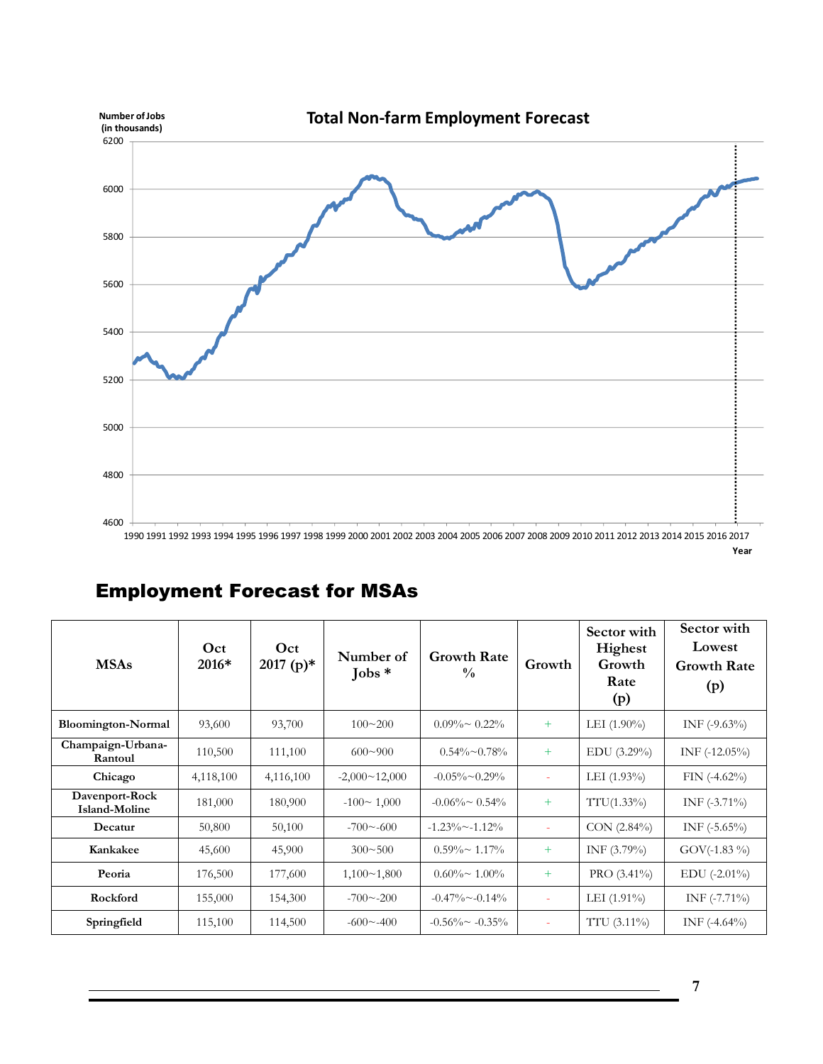## Total Non-farm Employment Forecast

Number of Jobs (in thousands)

Year

## Employment Forecast for MSAs

| MSAs | Oct 2016* | Oct 2017 (p)* | Number of Jobs * | Growth Rate % | Growth | Sector with Highest Growth Rate (p) | Sector with Lowest Growth Rate (p) |
|---|---|---|---|---|---|---|---|
| **Bloomington-Normal** | 93,600 | 93,700 | 100~200 | 0.09%~ 0.22% | + | LEI (1.90%) | INF (-9.63%) |
| **Champaign-Urbana-Rantoul** | 110,500 | 111,100 | 600~900 | 0.54%~0.78% | + | EDU (3.29%) | INF (-12.05%) |
| **Chicago** | 4,118,100 | 4,116,100 | -2,000~12,000 | -0.05%~0.29% | - | LEI (1.93%) | FIN (-4.62%) |
| **Davenport-Rock Island-Moline** | 181,000 | 180,900 | -100~ 1,000 | -0.06%~ 0.54% | + | TTU(1.33%) | INF (-3.71%) |
| **Decatur** | 50,800 | 50,100 | -700~-600 | -1.23%~-1.12% | - | CON (2.84%) | INF (-5.65%) |
| **Kankakee** | 45,600 | 45,900 | 300~500 | 0.59%~ 1.17% | + | INF (3.79%) | GOV(-1.83 %) |
| **Peoria** | 176,500 | 177,600 | 1,100~1,800 | 0.60%~ 1.00% | + | PRO (3.41%) | EDU (-2.01%) |
| **Rockford** | 155,000 | 154,300 | -700~-200 | -0.47%~-0.14% | - | LEI (1.91%) | INF (-7.71%) |
| **Springfield** | 115,100 | 114,500 | -600~-400 | -0.56%~ -0.35% | - | TTU (3.11%) | INF (-4.64%) |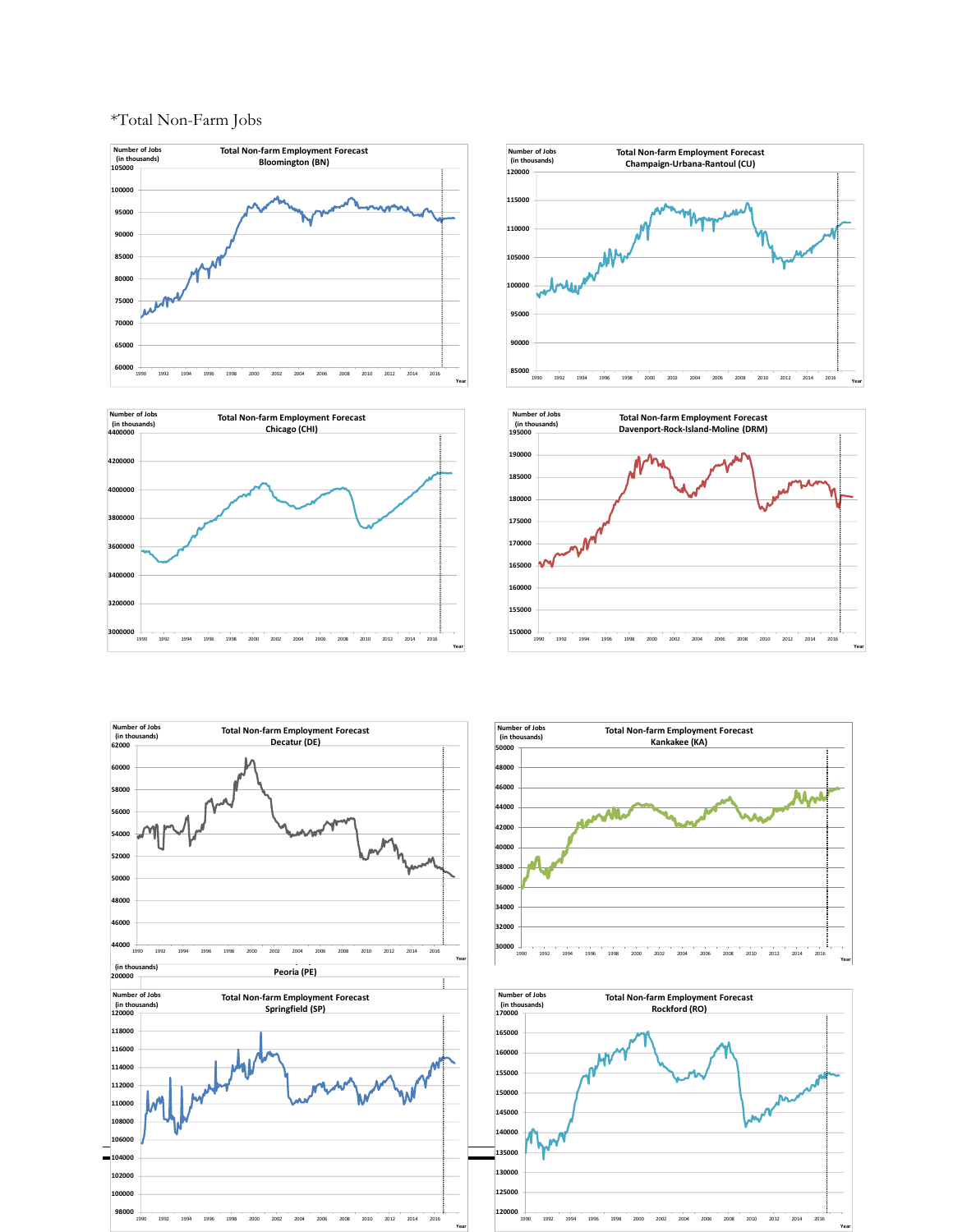*Total Non-Farm Jobs

Number of Jobs (in thousands)

**Total Non-farm Employment Forecast**
**Bloomington (BN)**

105000, 100000, 95000, 90000, 85000, 80000, 75000, 70000, 65000, 60000

1990 1992 1994 1996 1998 2000 2002 2004 2006 2008 2010 2012 2014 2016 Year

Number of Jobs (in thousands)

**Total Non-farm Employment Forecast**
**Champaign-Urbana-Rantoul (CU)**

120000, 115000, 110000, 105000, 100000, 95000, 90000, 85000

1990 1992 1994 1996 1998 2000 2002 2004 2006 2008 2010 2012 2014 2016 Year

Number of Jobs (in thousands)

**Total Non-farm Employment Forecast**
**Chicago (CHI)**

4400000, 4200000, 4000000, 3800000, 3600000, 3400000, 3200000, 3000000

1990 1992 1994 1996 1998 2000 2002 2004 2006 2008 2010 2012 2014 2016 Year

Number of Jobs (in thousands)

**Total Non-farm Employment Forecast**
**Davenport-Rock-Island-Moline (DRM)**

195000, 190000, 185000, 180000, 175000, 170000, 165000, 160000, 155000, 150000

1990 1992 1994 1996 1998 2000 2002 2004 2006 2008 2010 2012 2014 2016 Year

Number of Jobs (in thousands)

**Total Non-farm Employment Forecast**
**Decatur (DE)**

62000, 60000, 58000, 56000, 54000, 52000, 50000, 48000, 46000, 44000

1990 1992 1994 1996 1998 2000 2002 2004 2006 2008 2010 2012 2014 2016 Year

Number of Jobs (in thousands)

**Total Non-farm Employment Forecast**
**Kankakee (KA)**

50000, 48000, 46000, 44000, 42000, 40000, 38000, 36000, 34000, 32000, 30000

1990 1992 1994 1996 1998 2000 2002 2004 2006 2008 2010 2012 2014 2016 Year

(in thousands)

**Peoria (PE)**

200000

Number of Jobs (in thousands)

**Total Non-farm Employment Forecast**
**Springfield (SP)**

120000, 118000, 116000, 114000, 112000, 110000, 108000, 106000, 104000, 102000, 100000, 98000

1990 1992 1994 1996 1998 2000 2002 2004 2006 2008 2010 2012 2014 2016 Year

Number of Jobs (in thousands)

**Total Non-farm Employment Forecast**
**Rockford (RO)**

170000, 165000, 160000, 155000, 150000, 145000, 140000, 135000, 130000, 125000, 120000

1990 1992 1994 1996 1998 2000 2002 2004 2006 2008 2010 2012 2014 2016 Year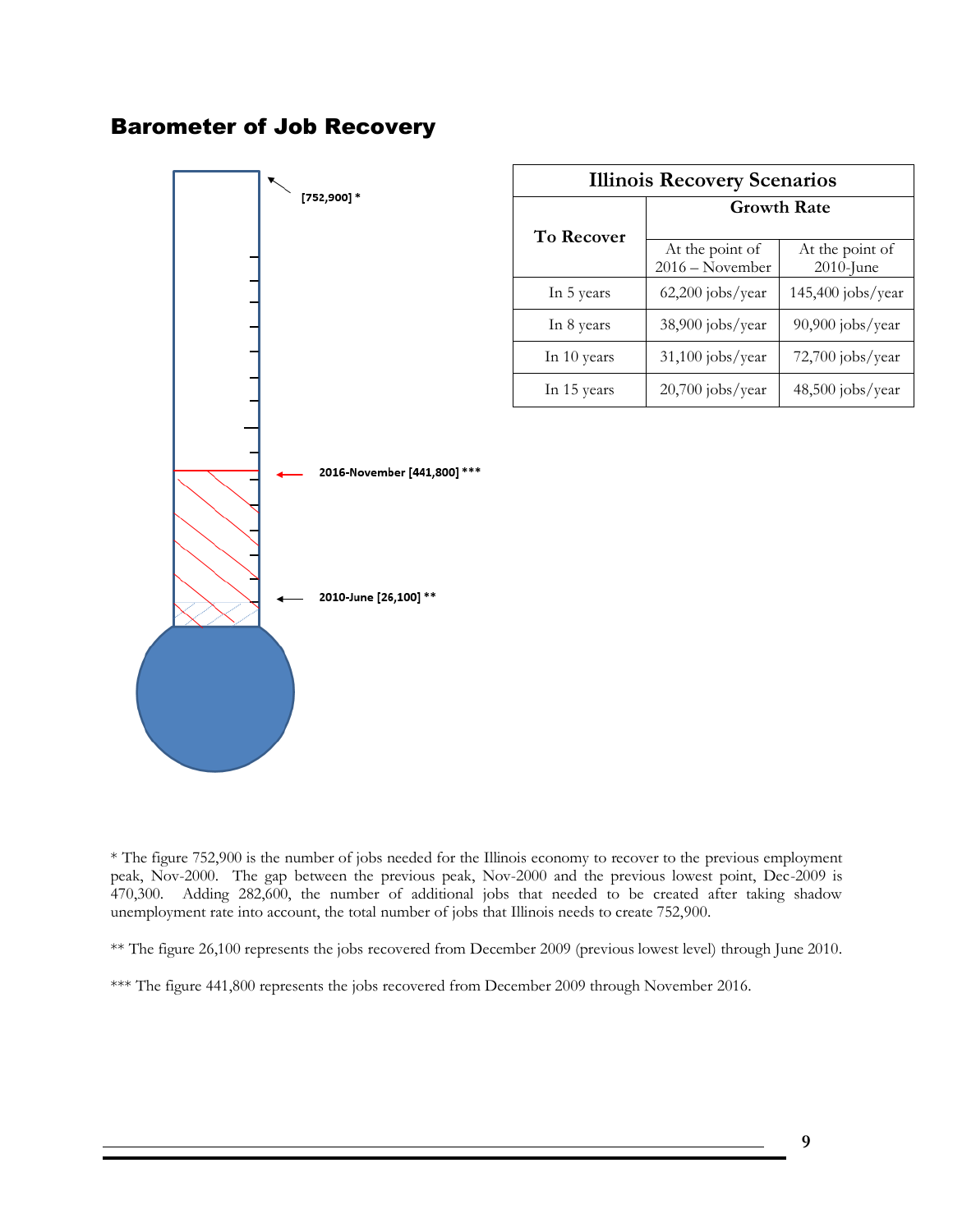## Barometer of Job Recovery

[752,900] *

2016-November [441,800] ***

2010-June [26,100] **

| Illinois Recovery Scenarios | | |
|---|---|---|
| To Recover | Growth Rate | |
| | At the point of 2016 – November | At the point of 2010-June |
| In 5 years | 62,200 jobs/year | 145,400 jobs/year |
| In 8 years | 38,900 jobs/year | 90,900 jobs/year |
| In 10 years | 31,100 jobs/year | 72,700 jobs/year |
| In 15 years | 20,700 jobs/year | 48,500 jobs/year |

* The figure 752,900 is the number of jobs needed for the Illinois economy to recover to the previous employment peak, Nov-2000. The gap between the previous peak, Nov-2000 and the previous lowest point, Dec-2009 is 470,300. Adding 282,600, the number of additional jobs that needed to be created after taking shadow unemployment rate into account, the total number of jobs that Illinois needs to create 752,900.

** The figure 26,100 represents the jobs recovered from December 2009 (previous lowest level) through June 2010.

*** The figure 441,800 represents the jobs recovered from December 2009 through November 2016.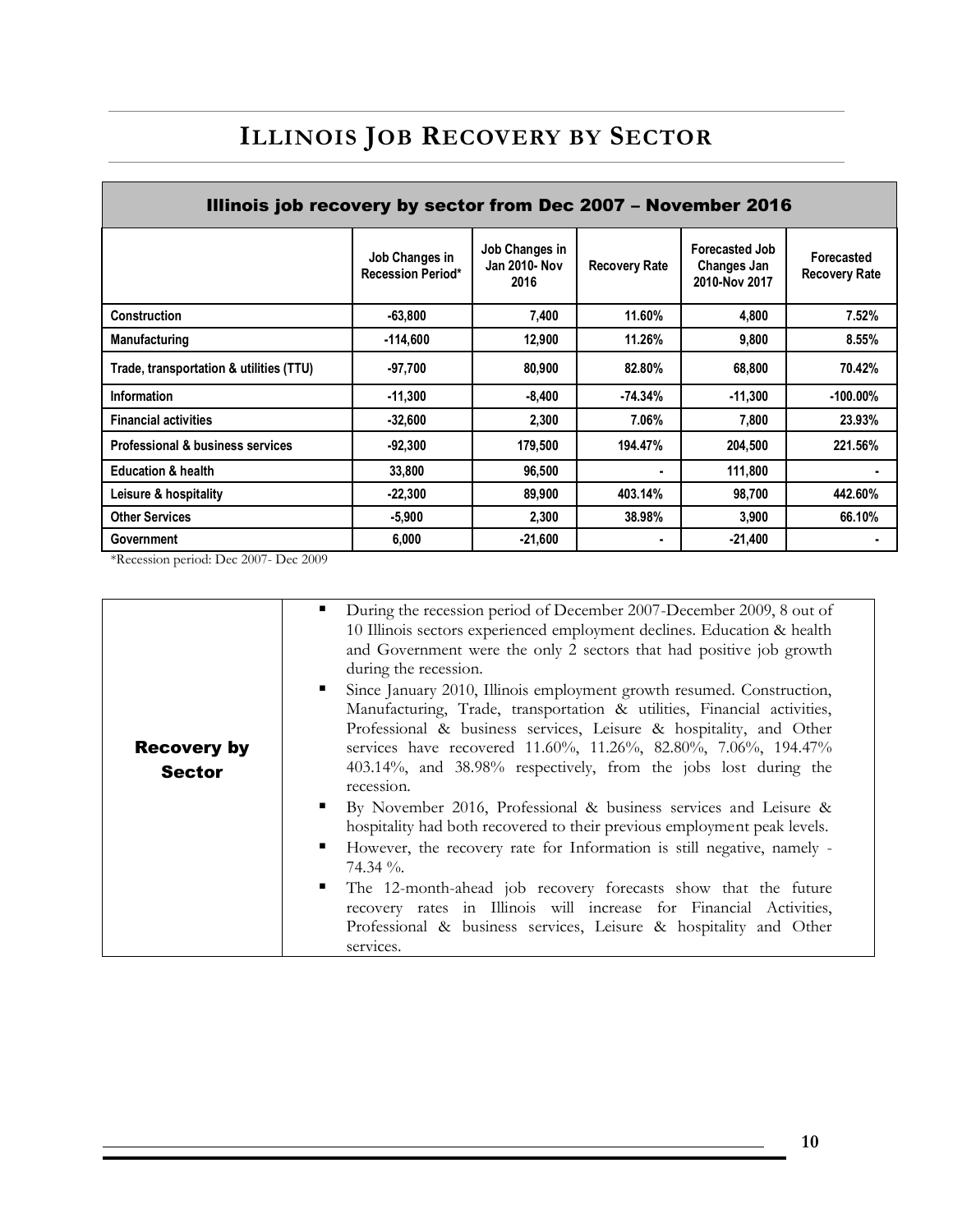# ILLINOIS JOB RECOVERY BY SECTOR

| Illinois job recovery by sector from Dec 2007 – November 2016 | | | | | |
|---|---|---|---|---|---|
| | Job Changes in Recession Period* | Job Changes in Jan 2010- Nov 2016 | Recovery Rate | Forecasted Job Changes Jan 2010-Nov 2017 | Forecasted Recovery Rate |
| **Construction** | -63,800 | 7,400 | 11.60% | 4,800 | 7.52% |
| **Manufacturing** | -114,600 | 12,900 | 11.26% | 9,800 | 8.55% |
| **Trade, transportation & utilities (TTU)** | -97,700 | 80,900 | 82.80% | 68,800 | 70.42% |
| **Information** | -11,300 | -8,400 | -74.34% | -11,300 | -100.00% |
| **Financial activities** | -32,600 | 2,300 | 7.06% | 7,800 | 23.93% |
| **Professional & business services** | -92,300 | 179,500 | 194.47% | 204,500 | 221.56% |
| **Education & health** | 33,800 | 96,500 | - | 111,800 | - |
| **Leisure & hospitality** | -22,300 | 89,900 | 403.14% | 98,700 | 442.60% |
| **Other Services** | -5,900 | 2,300 | 38.98% | 3,900 | 66.10% |
| **Government** | 6,000 | -21,600 | - | -21,400 | - |

*Recession period: Dec 2007- Dec 2009

| | |
|---|---|
| **Recovery by Sector** | ▪ During the recession period of December 2007-December 2009, 8 out of 10 Illinois sectors experienced employment declines. Education & health and Government were the only 2 sectors that had positive job growth during the recession.<br>▪ Since January 2010, Illinois employment growth resumed. Construction, Manufacturing, Trade, transportation & utilities, Financial activities, Professional & business services, Leisure & hospitality, and Other services have recovered 11.60%, 11.26%, 82.80%, 7.06%, 194.47% 403.14%, and 38.98% respectively, from the jobs lost during the recession.<br>▪ By November 2016, Professional & business services and Leisure & hospitality had both recovered to their previous employment peak levels.<br>▪ However, the recovery rate for Information is still negative, namely -74.34 %.<br>▪ The 12-month-ahead job recovery forecasts show that the future recovery rates in Illinois will increase for Financial Activities, Professional & business services, Leisure & hospitality and Other services. |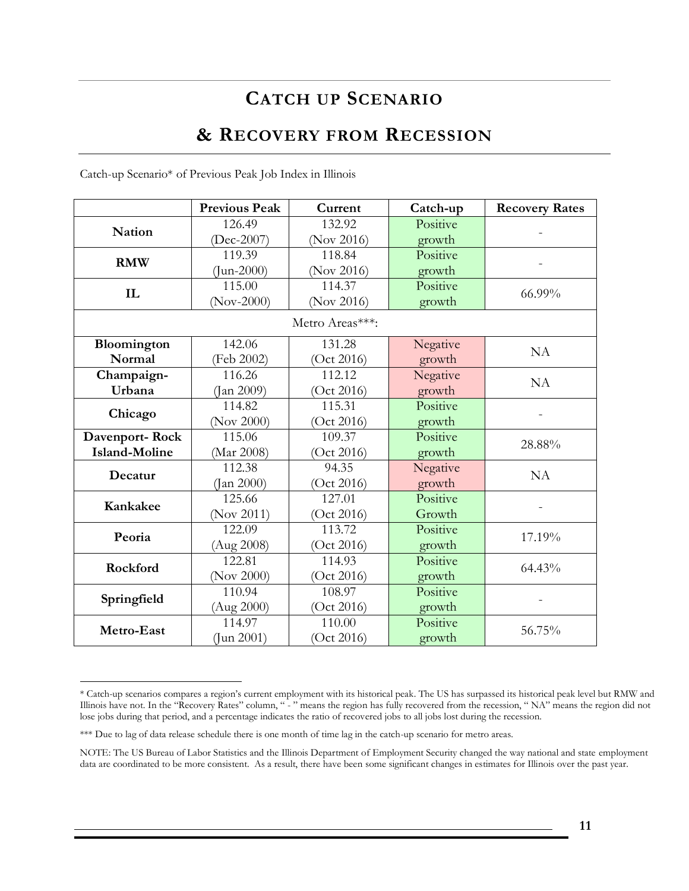# Catch up Scenario

# & Recovery from Recession

Catch-up Scenario* of Previous Peak Job Index in Illinois

| | Previous Peak | Current | Catch-up | Recovery Rates |
|---|---|---|---|---|
| **Nation** | 126.49 (Dec-2007) | 132.92 (Nov 2016) | Positive growth | - |
| **RMW** | 119.39 (Jun-2000) | 118.84 (Nov 2016) | Positive growth | - |
| **IL** | 115.00 (Nov-2000) | 114.37 (Nov 2016) | Positive growth | 66.99% |
| | | Metro Areas***: | | |
| **Bloomington Normal** | 142.06 (Feb 2002) | 131.28 (Oct 2016) | Negative growth | NA |
| **Champaign-Urbana** | 116.26 (Jan 2009) | 112.12 (Oct 2016) | Negative growth | NA |
| **Chicago** | 114.82 (Nov 2000) | 115.31 (Oct 2016) | Positive growth | - |
| **Davenport- Rock Island-Moline** | 115.06 (Mar 2008) | 109.37 (Oct 2016) | Positive growth | 28.88% |
| **Decatur** | 112.38 (Jan 2000) | 94.35 (Oct 2016) | Negative growth | NA |
| **Kankakee** | 125.66 (Nov 2011) | 127.01 (Oct 2016) | Positive Growth | - |
| **Peoria** | 122.09 (Aug 2008) | 113.72 (Oct 2016) | Positive growth | 17.19% |
| **Rockford** | 122.81 (Nov 2000) | 114.93 (Oct 2016) | Positive growth | 64.43% |
| **Springfield** | 110.94 (Aug 2000) | 108.97 (Oct 2016) | Positive growth | - |
| **Metro-East** | 114.97 (Jun 2001) | 110.00 (Oct 2016) | Positive growth | 56.75% |

* Catch-up scenarios compares a region's current employment with its historical peak. The US has surpassed its historical peak level but RMW and Illinois have not. In the "Recovery Rates" column, " - " means the region has fully recovered from the recession, " NA" means the region did not lose jobs during that period, and a percentage indicates the ratio of recovered jobs to all jobs lost during the recession.

*** Due to lag of data release schedule there is one month of time lag in the catch-up scenario for metro areas.

NOTE: The US Bureau of Labor Statistics and the Illinois Department of Employment Security changed the way national and state employment data are coordinated to be more consistent. As a result, there have been some significant changes in estimates for Illinois over the past year.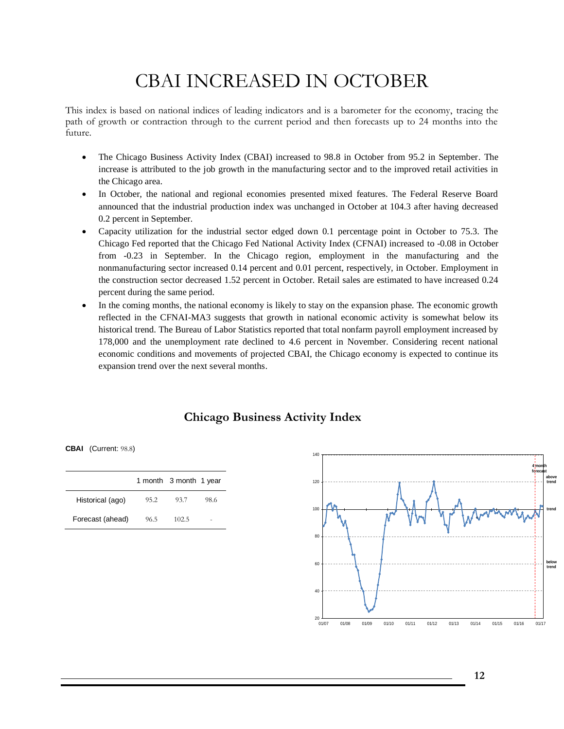# CBAI INCREASED IN OCTOBER

This index is based on national indices of leading indicators and is a barometer for the economy, tracing the path of growth or contraction through to the current period and then forecasts up to 24 months into the future.

- The Chicago Business Activity Index (CBAI) increased to 98.8 in October from 95.2 in September. The increase is attributed to the job growth in the manufacturing sector and to the improved retail activities in the Chicago area.
- In October, the national and regional economies presented mixed features. The Federal Reserve Board announced that the industrial production index was unchanged in October at 104.3 after having decreased 0.2 percent in September.
- Capacity utilization for the industrial sector edged down 0.1 percentage point in October to 75.3. The Chicago Fed reported that the Chicago Fed National Activity Index (CFNAI) increased to -0.08 in October from -0.23 in September. In the Chicago region, employment in the manufacturing and the nonmanufacturing sector increased 0.14 percent and 0.01 percent, respectively, in October. Employment in the construction sector decreased 1.52 percent in October. Retail sales are estimated to have increased 0.24 percent during the same period.
- In the coming months, the national economy is likely to stay on the expansion phase. The economic growth reflected in the CFNAI-MA3 suggests that growth in national economic activity is somewhat below its historical trend. The Bureau of Labor Statistics reported that total nonfarm payroll employment increased by 178,000 and the unemployment rate declined to 4.6 percent in November. Considering recent national economic conditions and movements of projected CBAI, the Chicago economy is expected to continue its expansion trend over the next several months.

## Chicago Business Activity Index

**CBAI** (Current: 98.8)

| | 1 month | 3 month | 1 year |
|---|---|---|---|
| Historical (ago) | 95.2 | 93.7 | 98.6 |
| Forecast (ahead) | 96.5 | 102.5 | - |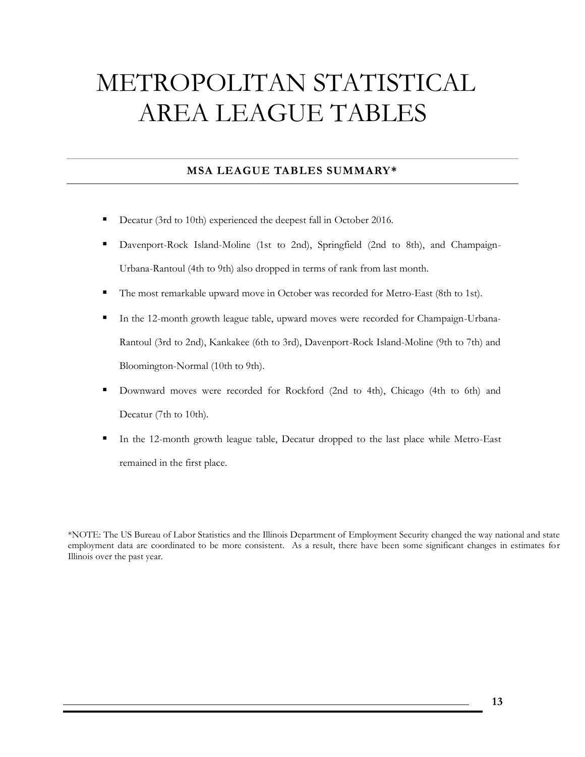# METROPOLITAN STATISTICAL AREA LEAGUE TABLES

## MSA LEAGUE TABLES SUMMARY*

- Decatur (3rd to 10th) experienced the deepest fall in October 2016.
- Davenport-Rock Island-Moline (1st to 2nd), Springfield (2nd to 8th), and Champaign-Urbana-Rantoul (4th to 9th) also dropped in terms of rank from last month.
- The most remarkable upward move in October was recorded for Metro-East (8th to 1st).
- In the 12-month growth league table, upward moves were recorded for Champaign-Urbana-Rantoul (3rd to 2nd), Kankakee (6th to 3rd), Davenport-Rock Island-Moline (9th to 7th) and Bloomington-Normal (10th to 9th).
- Downward moves were recorded for Rockford (2nd to 4th), Chicago (4th to 6th) and Decatur (7th to 10th).
- In the 12-month growth league table, Decatur dropped to the last place while Metro-East remained in the first place.

*NOTE: The US Bureau of Labor Statistics and the Illinois Department of Employment Security changed the way national and state employment data are coordinated to be more consistent. As a result, there have been some significant changes in estimates for Illinois over the past year.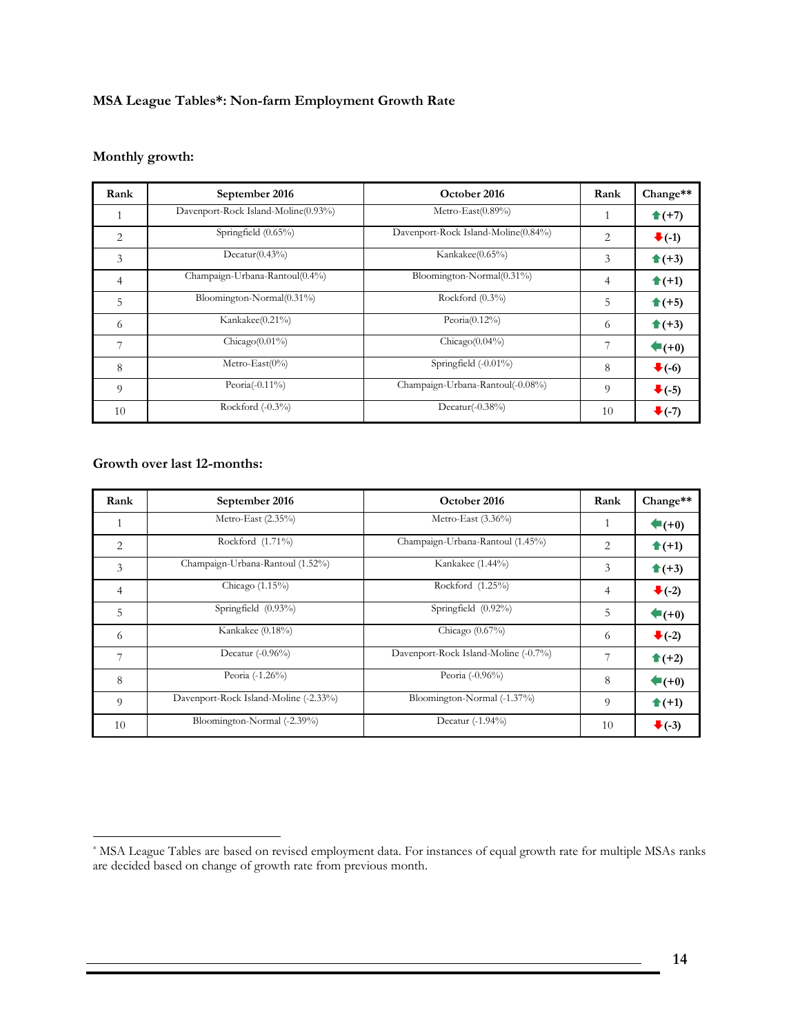**MSA League Tables*: Non-farm Employment Growth Rate**

**Monthly growth:**

| Rank | September 2016 | October 2016 | Rank | Change** |
|---|---|---|---|---|
| 1 | Davenport-Rock Island-Moline(0.93%) | Metro-East(0.89%) | 1 | ⬆(+7) |
| 2 | Springfield (0.65%) | Davenport-Rock Island-Moline(0.84%) | 2 | ⬇(-1) |
| 3 | Decatur(0.43%) | Kankakee(0.65%) | 3 | ⬆(+3) |
| 4 | Champaign-Urbana-Rantoul(0.4%) | Bloomington-Normal(0.31%) | 4 | ⬆(+1) |
| 5 | Bloomington-Normal(0.31%) | Rockford (0.3%) | 5 | ⬆(+5) |
| 6 | Kankakee(0.21%) | Peoria(0.12%) | 6 | ⬆(+3) |
| 7 | Chicago(0.01%) | Chicago(0.04%) | 7 | ⬅(+0) |
| 8 | Metro-East(0%) | Springfield (-0.01%) | 8 | ⬇(-6) |
| 9 | Peoria(-0.11%) | Champaign-Urbana-Rantoul(-0.08%) | 9 | ⬇(-5) |
| 10 | Rockford (-0.3%) | Decatur(-0.38%) | 10 | ⬇(-7) |

**Growth over last 12-months:**

| Rank | September 2016 | October 2016 | Rank | Change** |
|---|---|---|---|---|
| 1 | Metro-East (2.35%) | Metro-East (3.36%) | 1 | ⬅(+0) |
| 2 | Rockford (1.71%) | Champaign-Urbana-Rantoul (1.45%) | 2 | ⬆(+1) |
| 3 | Champaign-Urbana-Rantoul (1.52%) | Kankakee (1.44%) | 3 | ⬆(+3) |
| 4 | Chicago (1.15%) | Rockford (1.25%) | 4 | ⬇(-2) |
| 5 | Springfield (0.93%) | Springfield (0.92%) | 5 | ⬅(+0) |
| 6 | Kankakee (0.18%) | Chicago (0.67%) | 6 | ⬇(-2) |
| 7 | Decatur (-0.96%) | Davenport-Rock Island-Moline (-0.7%) | 7 | ⬆(+2) |
| 8 | Peoria (-1.26%) | Peoria (-0.96%) | 8 | ⬅(+0) |
| 9 | Davenport-Rock Island-Moline (-2.33%) | Bloomington-Normal (-1.37%) | 9 | ⬆(+1) |
| 10 | Bloomington-Normal (-2.39%) | Decatur (-1.94%) | 10 | ⬇(-3) |

* MSA League Tables are based on revised employment data. For instances of equal growth rate for multiple MSAs ranks are decided based on change of growth rate from previous month.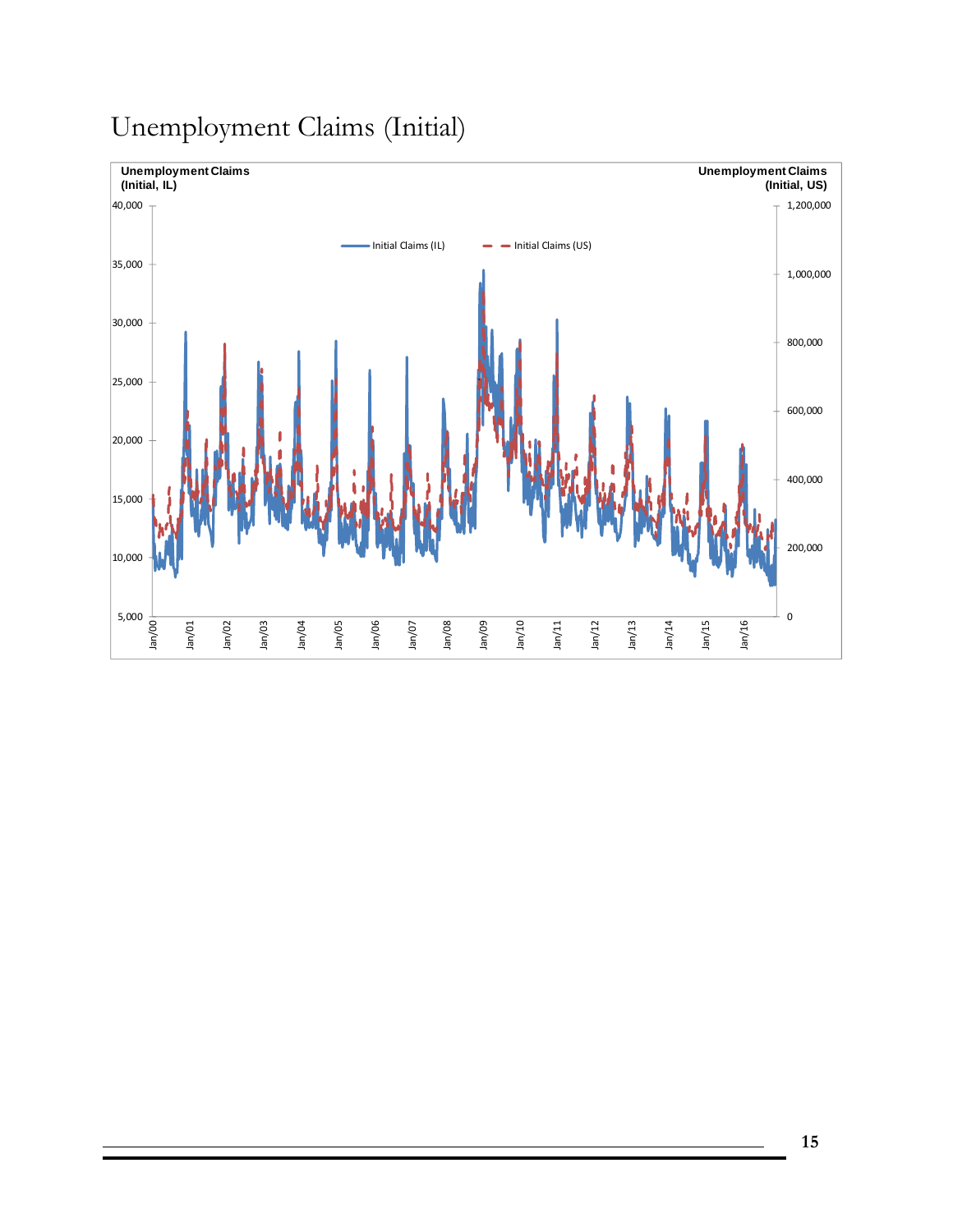# Unemployment Claims (Initial)

Unemployment Claims (Initial, IL)

Unemployment Claims (Initial, US)

40,000
35,000
30,000
25,000
20,000
15,000
10,000
5,000

1,200,000
1,000,000
800,000
600,000
400,000
200,000
0

Initial Claims (IL)
Initial Claims (US)

Jan/00
Jan/01
Jan/02
Jan/03
Jan/04
Jan/05
Jan/06
Jan/07
Jan/08
Jan/09
Jan/10
Jan/11
Jan/12
Jan/13
Jan/14
Jan/15
Jan/16